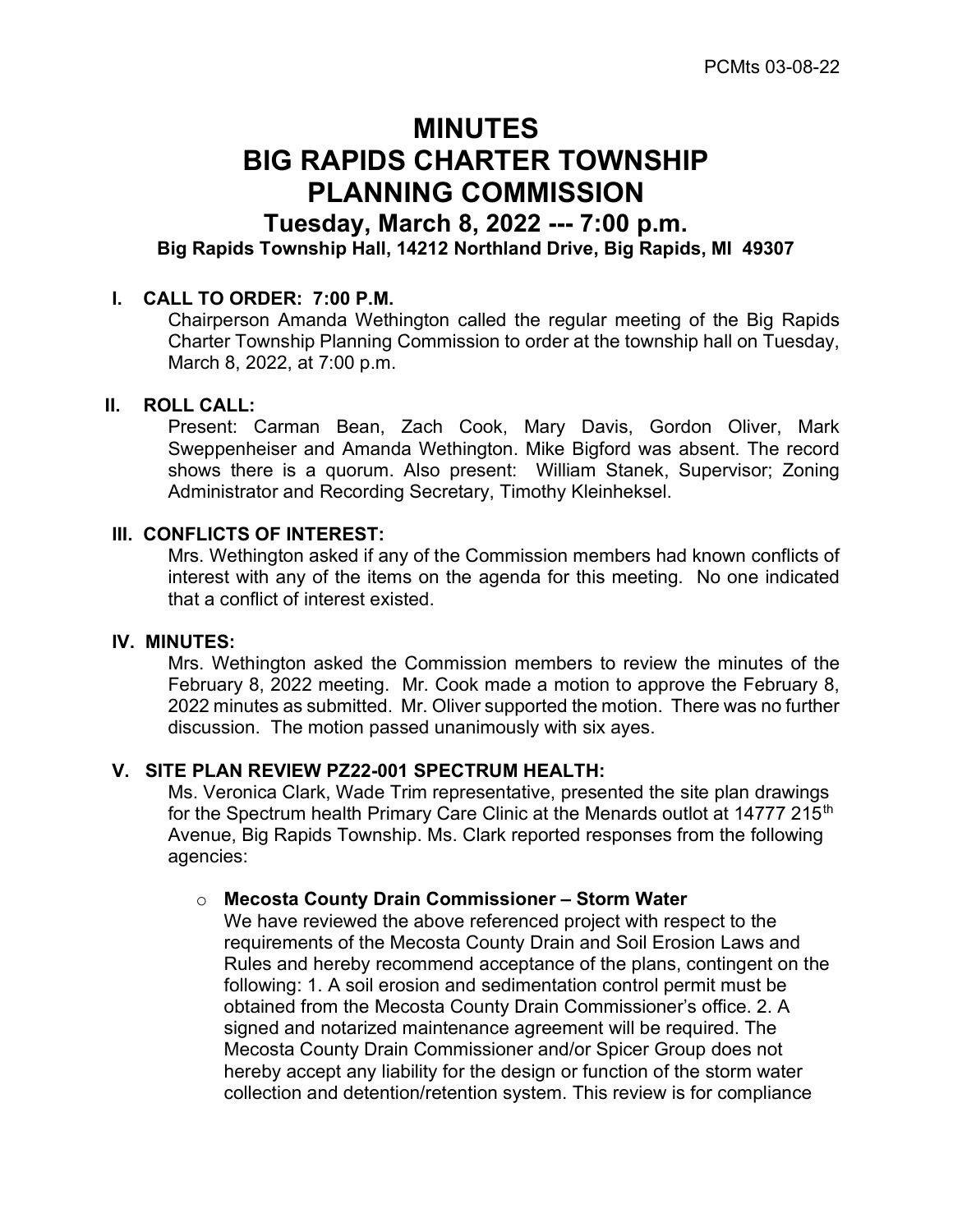# MINUTES
# BIG RAPIDS CHARTER TOWNSHIP
# PLANNING COMMISSION
## Tuesday, March 8, 2022 --- 7:00 p.m.
### Big Rapids Township Hall, 14212 Northland Drive, Big Rapids, MI 49307

## I. CALL TO ORDER: 7:00 P.M.

Chairperson Amanda Wethington called the regular meeting of the Big Rapids Charter Township Planning Commission to order at the township hall on Tuesday, March 8, 2022, at 7:00 p.m.

## II. ROLL CALL:

Present: Carman Bean, Zach Cook, Mary Davis, Gordon Oliver, Mark Sweppenheiser and Amanda Wethington. Mike Bigford was absent. The record shows there is a quorum. Also present: William Stanek, Supervisor; Zoning Administrator and Recording Secretary, Timothy Kleinheksel.

## III. CONFLICTS OF INTEREST:

Mrs. Wethington asked if any of the Commission members had known conflicts of interest with any of the items on the agenda for this meeting. No one indicated that a conflict of interest existed.

## IV. MINUTES:

Mrs. Wethington asked the Commission members to review the minutes of the February 8, 2022 meeting. Mr. Cook made a motion to approve the February 8, 2022 minutes as submitted. Mr. Oliver supported the motion. There was no further discussion. The motion passed unanimously with six ayes.

## V. SITE PLAN REVIEW PZ22-001 SPECTRUM HEALTH:

Ms. Veronica Clark, Wade Trim representative, presented the site plan drawings for the Spectrum health Primary Care Clinic at the Menards outlot at 14777 215th Avenue, Big Rapids Township. Ms. Clark reported responses from the following agencies:

- **Mecosta County Drain Commissioner – Storm Water**

  We have reviewed the above referenced project with respect to the requirements of the Mecosta County Drain and Soil Erosion Laws and Rules and hereby recommend acceptance of the plans, contingent on the following: 1. A soil erosion and sedimentation control permit must be obtained from the Mecosta County Drain Commissioner's office. 2. A signed and notarized maintenance agreement will be required. The Mecosta County Drain Commissioner and/or Spicer Group does not hereby accept any liability for the design or function of the storm water collection and detention/retention system. This review is for compliance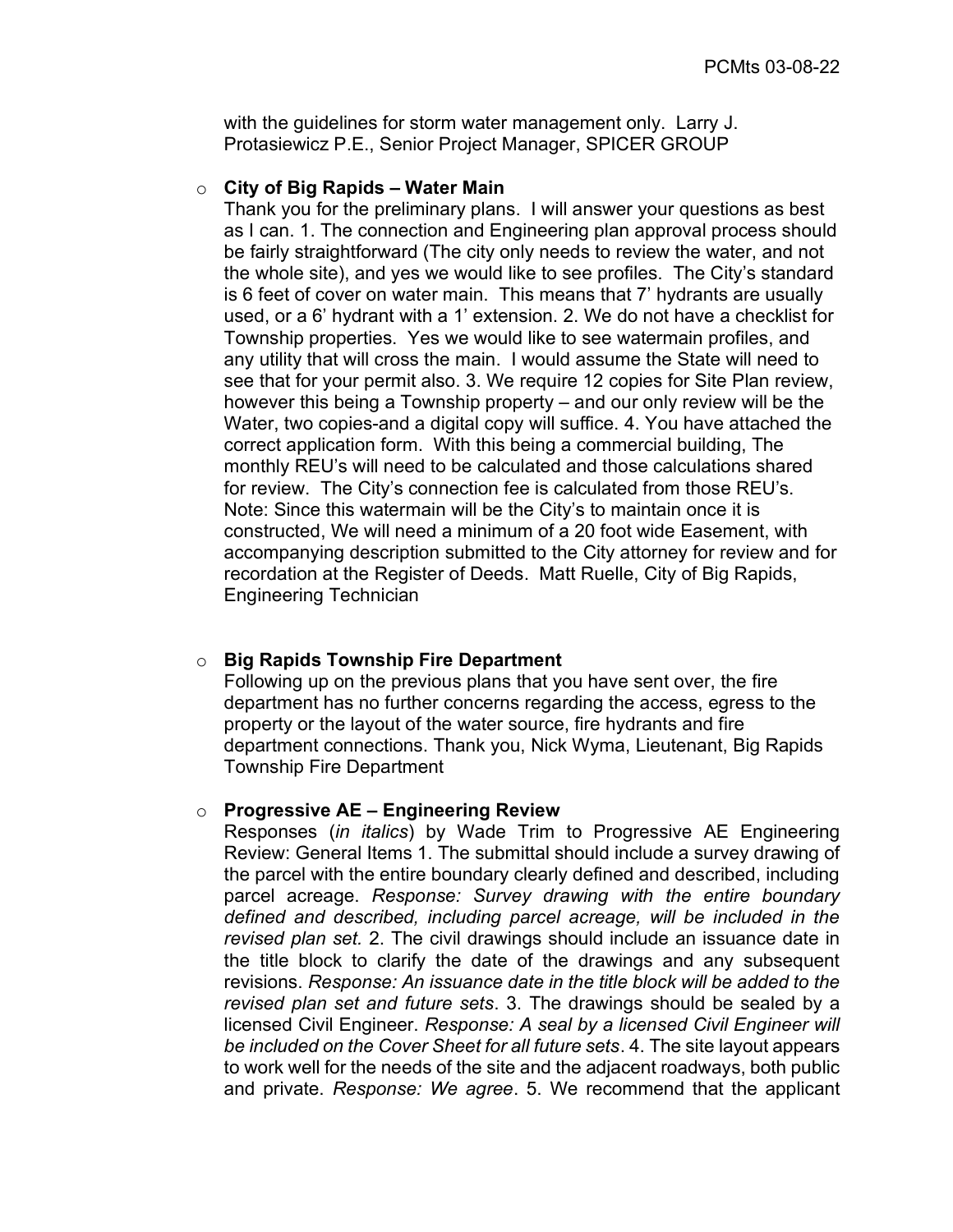with the guidelines for storm water management only. Larry J. Protasiewicz P.E., Senior Project Manager, SPICER GROUP

- **City of Big Rapids – Water Main**
  Thank you for the preliminary plans. I will answer your questions as best as I can. 1. The connection and Engineering plan approval process should be fairly straightforward (The city only needs to review the water, and not the whole site), and yes we would like to see profiles. The City's standard is 6 feet of cover on water main. This means that 7' hydrants are usually used, or a 6' hydrant with a 1' extension. 2. We do not have a checklist for Township properties. Yes we would like to see watermain profiles, and any utility that will cross the main. I would assume the State will need to see that for your permit also. 3. We require 12 copies for Site Plan review, however this being a Township property – and our only review will be the Water, two copies-and a digital copy will suffice. 4. You have attached the correct application form. With this being a commercial building, The monthly REU's will need to be calculated and those calculations shared for review. The City's connection fee is calculated from those REU's. Note: Since this watermain will be the City's to maintain once it is constructed, We will need a minimum of a 20 foot wide Easement, with accompanying description submitted to the City attorney for review and for recordation at the Register of Deeds. Matt Ruelle, City of Big Rapids, Engineering Technician

- **Big Rapids Township Fire Department**
  Following up on the previous plans that you have sent over, the fire department has no further concerns regarding the access, egress to the property or the layout of the water source, fire hydrants and fire department connections. Thank you, Nick Wyma, Lieutenant, Big Rapids Township Fire Department

- **Progressive AE – Engineering Review**
  Responses (*in italics*) by Wade Trim to Progressive AE Engineering Review: General Items 1. The submittal should include a survey drawing of the parcel with the entire boundary clearly defined and described, including parcel acreage. *Response: Survey drawing with the entire boundary defined and described, including parcel acreage, will be included in the revised plan set.* 2. The civil drawings should include an issuance date in the title block to clarify the date of the drawings and any subsequent revisions. *Response: An issuance date in the title block will be added to the revised plan set and future sets*. 3. The drawings should be sealed by a licensed Civil Engineer. *Response: A seal by a licensed Civil Engineer will be included on the Cover Sheet for all future sets*. 4. The site layout appears to work well for the needs of the site and the adjacent roadways, both public and private. *Response: We agree*. 5. We recommend that the applicant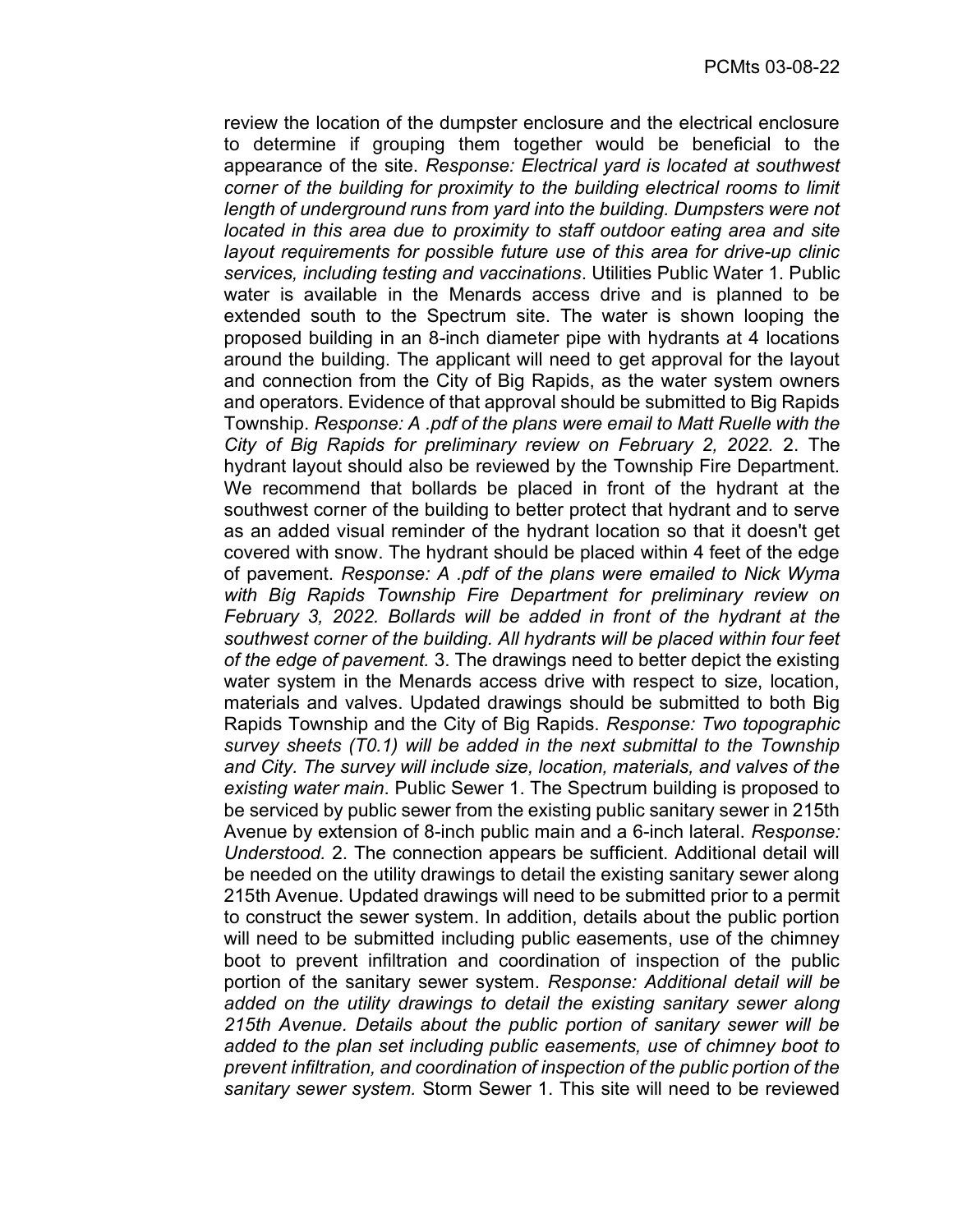review the location of the dumpster enclosure and the electrical enclosure to determine if grouping them together would be beneficial to the appearance of the site. *Response: Electrical yard is located at southwest corner of the building for proximity to the building electrical rooms to limit length of underground runs from yard into the building. Dumpsters were not located in this area due to proximity to staff outdoor eating area and site layout requirements for possible future use of this area for drive-up clinic services, including testing and vaccinations*. Utilities Public Water 1. Public water is available in the Menards access drive and is planned to be extended south to the Spectrum site. The water is shown looping the proposed building in an 8-inch diameter pipe with hydrants at 4 locations around the building. The applicant will need to get approval for the layout and connection from the City of Big Rapids, as the water system owners and operators. Evidence of that approval should be submitted to Big Rapids Township. *Response: A .pdf of the plans were email to Matt Ruelle with the City of Big Rapids for preliminary review on February 2, 2022.* 2. The hydrant layout should also be reviewed by the Township Fire Department. We recommend that bollards be placed in front of the hydrant at the southwest corner of the building to better protect that hydrant and to serve as an added visual reminder of the hydrant location so that it doesn't get covered with snow. The hydrant should be placed within 4 feet of the edge of pavement. *Response: A .pdf of the plans were emailed to Nick Wyma with Big Rapids Township Fire Department for preliminary review on February 3, 2022. Bollards will be added in front of the hydrant at the southwest corner of the building. All hydrants will be placed within four feet of the edge of pavement.* 3. The drawings need to better depict the existing water system in the Menards access drive with respect to size, location, materials and valves. Updated drawings should be submitted to both Big Rapids Township and the City of Big Rapids. *Response: Two topographic survey sheets (T0.1) will be added in the next submittal to the Township and City. The survey will include size, location, materials, and valves of the existing water main*. Public Sewer 1. The Spectrum building is proposed to be serviced by public sewer from the existing public sanitary sewer in 215th Avenue by extension of 8-inch public main and a 6-inch lateral. *Response: Understood.* 2. The connection appears be sufficient. Additional detail will be needed on the utility drawings to detail the existing sanitary sewer along 215th Avenue. Updated drawings will need to be submitted prior to a permit to construct the sewer system. In addition, details about the public portion will need to be submitted including public easements, use of the chimney boot to prevent infiltration and coordination of inspection of the public portion of the sanitary sewer system. *Response: Additional detail will be added on the utility drawings to detail the existing sanitary sewer along 215th Avenue. Details about the public portion of sanitary sewer will be added to the plan set including public easements, use of chimney boot to prevent infiltration, and coordination of inspection of the public portion of the sanitary sewer system.* Storm Sewer 1. This site will need to be reviewed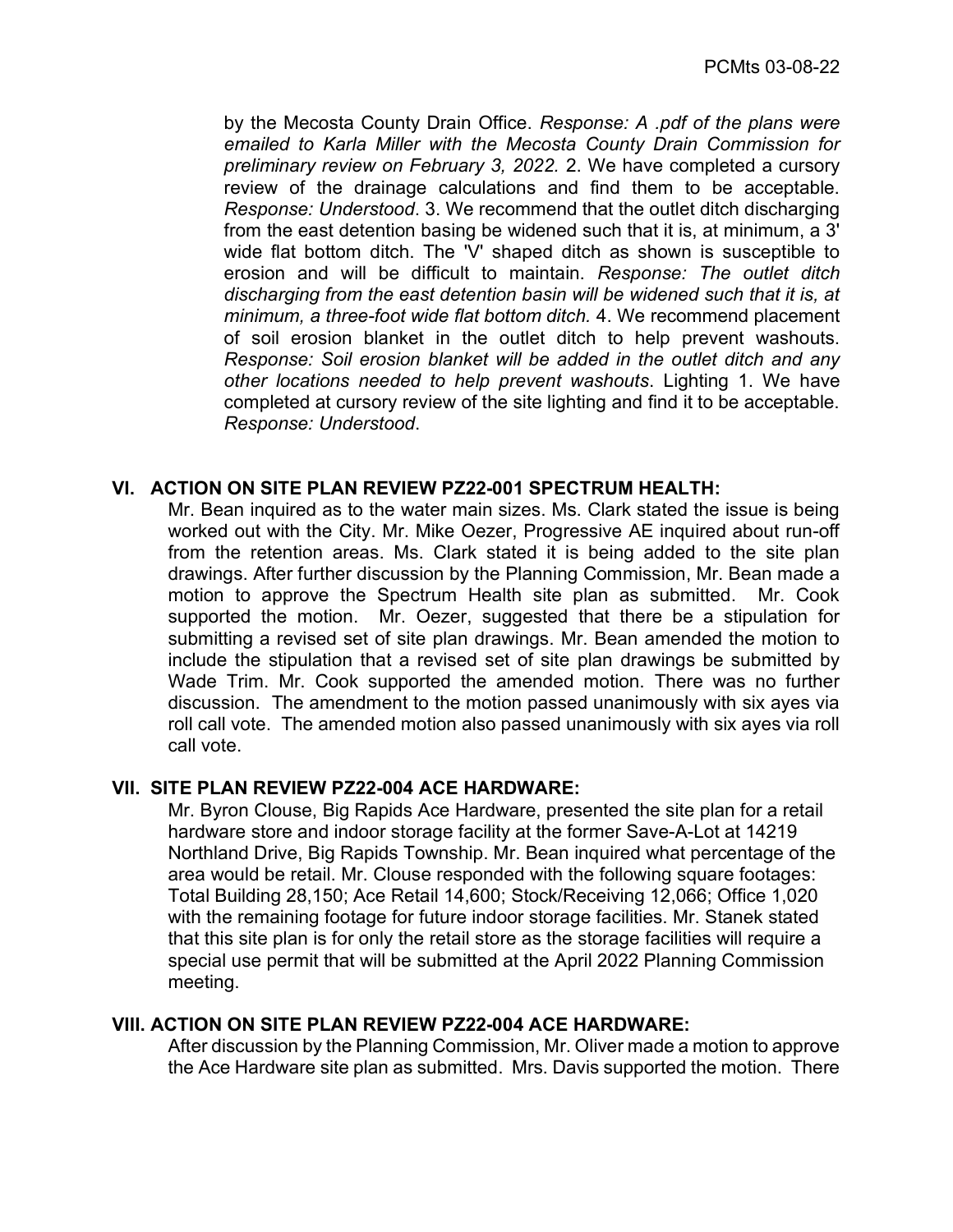by the Mecosta County Drain Office. *Response: A .pdf of the plans were emailed to Karla Miller with the Mecosta County Drain Commission for preliminary review on February 3, 2022.* 2. We have completed a cursory review of the drainage calculations and find them to be acceptable. *Response: Understood*. 3. We recommend that the outlet ditch discharging from the east detention basing be widened such that it is, at minimum, a 3' wide flat bottom ditch. The 'V' shaped ditch as shown is susceptible to erosion and will be difficult to maintain. *Response: The outlet ditch discharging from the east detention basin will be widened such that it is, at minimum, a three-foot wide flat bottom ditch.* 4. We recommend placement of soil erosion blanket in the outlet ditch to help prevent washouts. *Response: Soil erosion blanket will be added in the outlet ditch and any other locations needed to help prevent washouts*. Lighting 1. We have completed at cursory review of the site lighting and find it to be acceptable. *Response: Understood*.

## VI. ACTION ON SITE PLAN REVIEW PZ22-001 SPECTRUM HEALTH:

Mr. Bean inquired as to the water main sizes. Ms. Clark stated the issue is being worked out with the City. Mr. Mike Oezer, Progressive AE inquired about run-off from the retention areas. Ms. Clark stated it is being added to the site plan drawings. After further discussion by the Planning Commission, Mr. Bean made a motion to approve the Spectrum Health site plan as submitted. Mr. Cook supported the motion. Mr. Oezer, suggested that there be a stipulation for submitting a revised set of site plan drawings. Mr. Bean amended the motion to include the stipulation that a revised set of site plan drawings be submitted by Wade Trim. Mr. Cook supported the amended motion. There was no further discussion. The amendment to the motion passed unanimously with six ayes via roll call vote. The amended motion also passed unanimously with six ayes via roll call vote.

## VII. SITE PLAN REVIEW PZ22-004 ACE HARDWARE:

Mr. Byron Clouse, Big Rapids Ace Hardware, presented the site plan for a retail hardware store and indoor storage facility at the former Save-A-Lot at 14219 Northland Drive, Big Rapids Township. Mr. Bean inquired what percentage of the area would be retail. Mr. Clouse responded with the following square footages: Total Building 28,150; Ace Retail 14,600; Stock/Receiving 12,066; Office 1,020 with the remaining footage for future indoor storage facilities. Mr. Stanek stated that this site plan is for only the retail store as the storage facilities will require a special use permit that will be submitted at the April 2022 Planning Commission meeting.

## VIII. ACTION ON SITE PLAN REVIEW PZ22-004 ACE HARDWARE:

After discussion by the Planning Commission, Mr. Oliver made a motion to approve the Ace Hardware site plan as submitted. Mrs. Davis supported the motion. There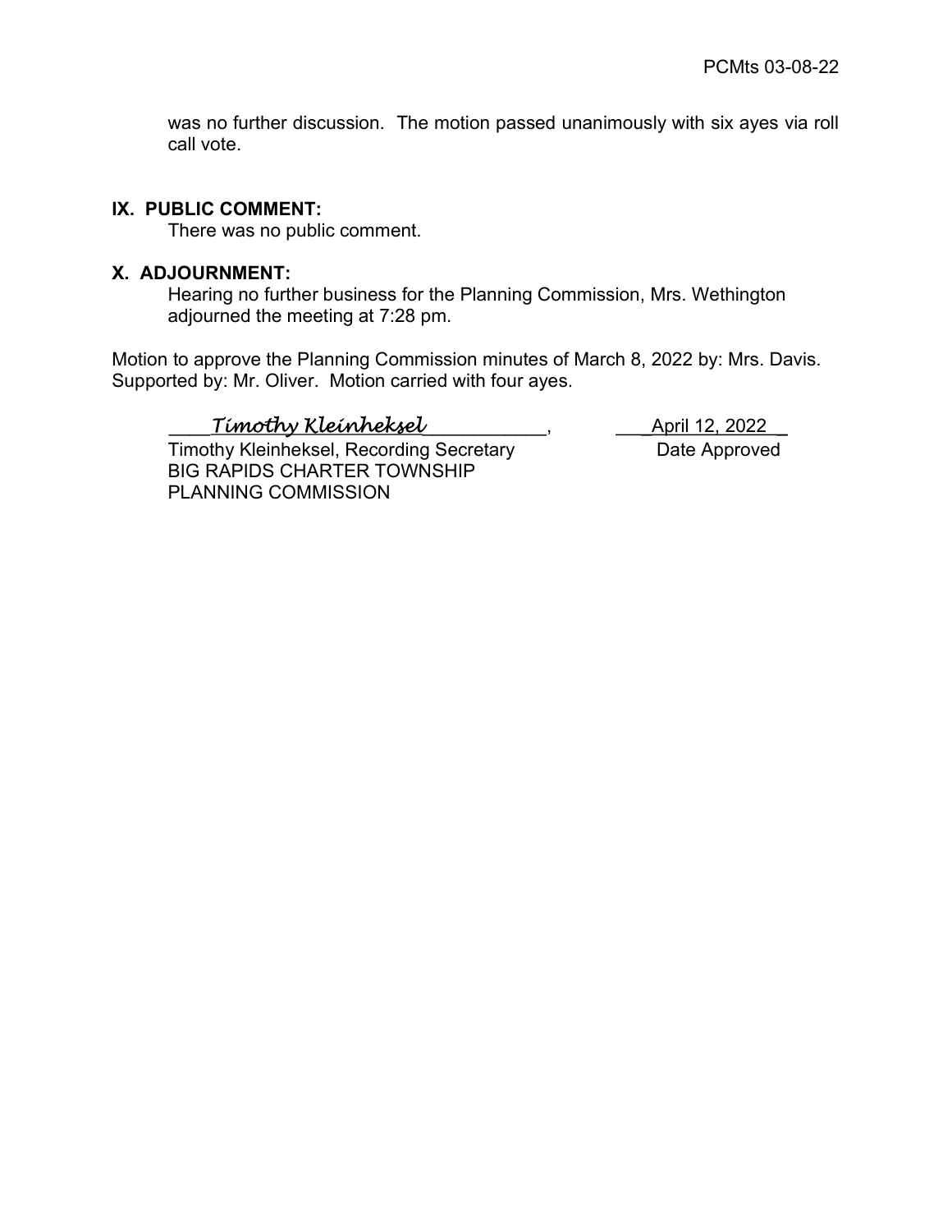was no further discussion. The motion passed unanimously with six ayes via roll call vote.

**IX. PUBLIC COMMENT:**

There was no public comment.

**X. ADJOURNMENT:**

Hearing no further business for the Planning Commission, Mrs. Wethington adjourned the meeting at 7:28 pm.

Motion to approve the Planning Commission minutes of March 8, 2022 by: Mrs. Davis. Supported by: Mr. Oliver. Motion carried with four ayes.

*Timothy Kleinheksel*, April 12, 2022

Timothy Kleinheksel, Recording Secretary    Date Approved
BIG RAPIDS CHARTER TOWNSHIP
PLANNING COMMISSION